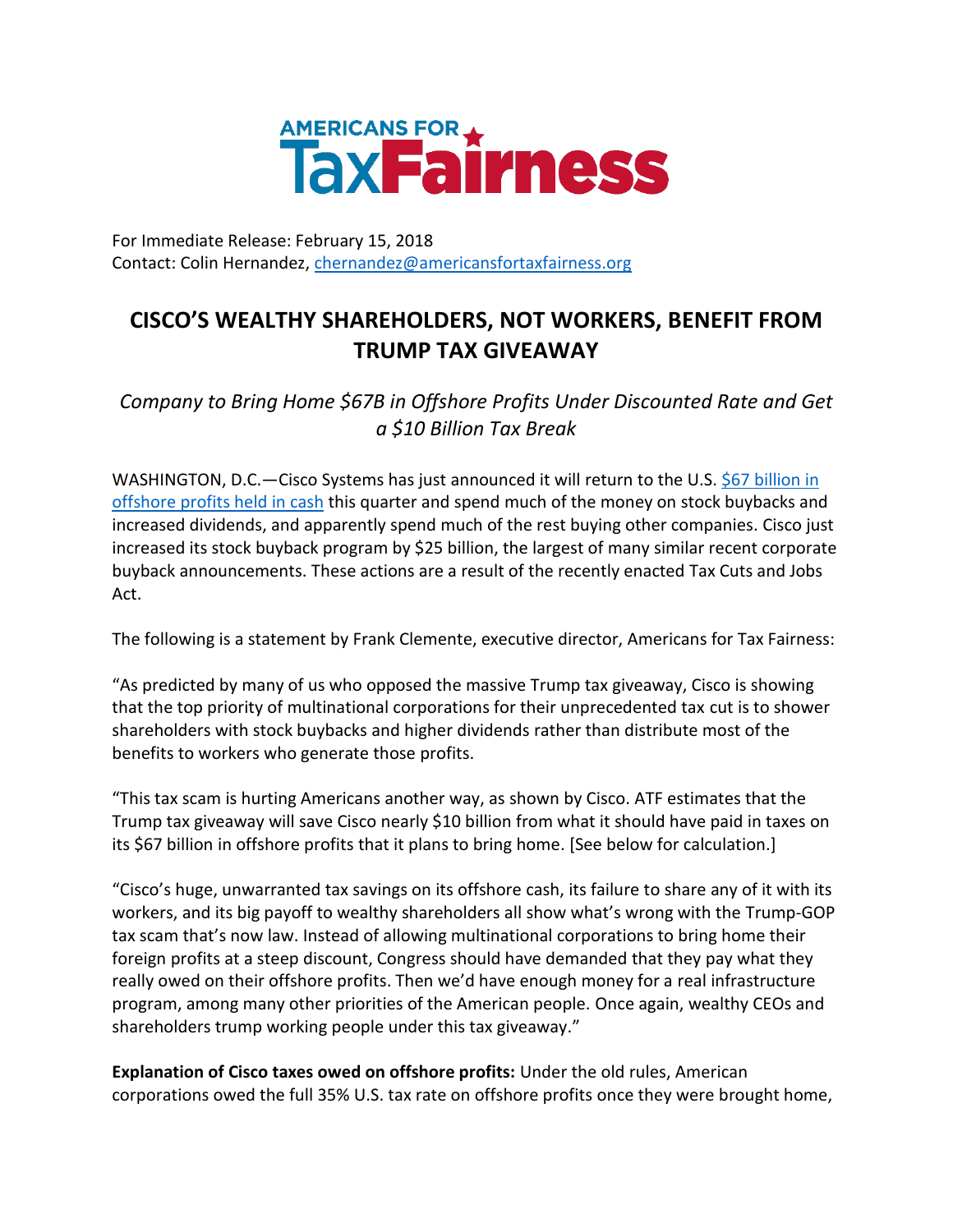AMERICANS FOR TaxFairness

For Immediate Release: February 15, 2018
Contact: Colin Hernandez, chernandez@americansfortaxfairness.org

# CISCO'S WEALTHY SHAREHOLDERS, NOT WORKERS, BENEFIT FROM TRUMP TAX GIVEAWAY

*Company to Bring Home $67B in Offshore Profits Under Discounted Rate and Get a $10 Billion Tax Break*

WASHINGTON, D.C.—Cisco Systems has just announced it will return to the U.S. $67 billion in offshore profits held in cash this quarter and spend much of the money on stock buybacks and increased dividends, and apparently spend much of the rest buying other companies. Cisco just increased its stock buyback program by $25 billion, the largest of many similar recent corporate buyback announcements. These actions are a result of the recently enacted Tax Cuts and Jobs Act.

The following is a statement by Frank Clemente, executive director, Americans for Tax Fairness:

"As predicted by many of us who opposed the massive Trump tax giveaway, Cisco is showing that the top priority of multinational corporations for their unprecedented tax cut is to shower shareholders with stock buybacks and higher dividends rather than distribute most of the benefits to workers who generate those profits.

"This tax scam is hurting Americans another way, as shown by Cisco. ATF estimates that the Trump tax giveaway will save Cisco nearly $10 billion from what it should have paid in taxes on its $67 billion in offshore profits that it plans to bring home. [See below for calculation.]

"Cisco's huge, unwarranted tax savings on its offshore cash, its failure to share any of it with its workers, and its big payoff to wealthy shareholders all show what's wrong with the Trump-GOP tax scam that's now law. Instead of allowing multinational corporations to bring home their foreign profits at a steep discount, Congress should have demanded that they pay what they really owed on their offshore profits. Then we'd have enough money for a real infrastructure program, among many other priorities of the American people. Once again, wealthy CEOs and shareholders trump working people under this tax giveaway."

**Explanation of Cisco taxes owed on offshore profits:** Under the old rules, American corporations owed the full 35% U.S. tax rate on offshore profits once they were brought home,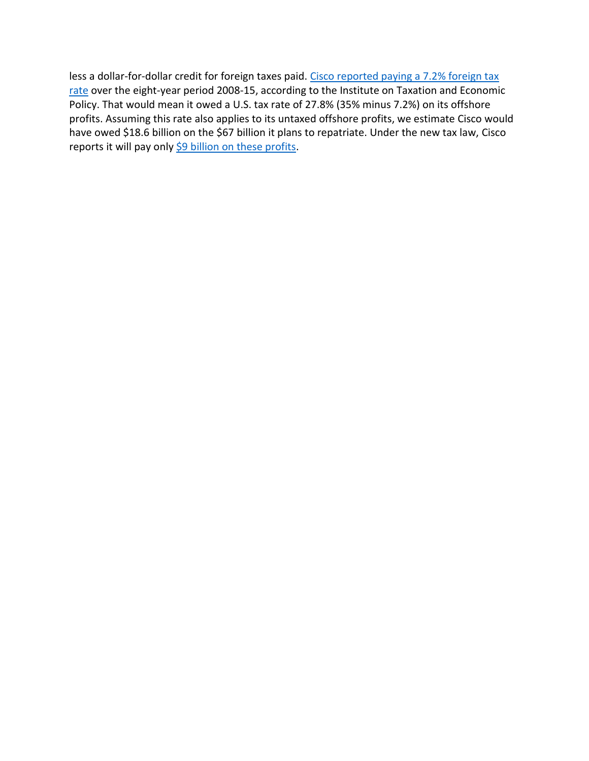less a dollar-for-dollar credit for foreign taxes paid. Cisco reported paying a 7.2% foreign tax rate over the eight-year period 2008-15, according to the Institute on Taxation and Economic Policy. That would mean it owed a U.S. tax rate of 27.8% (35% minus 7.2%) on its offshore profits. Assuming this rate also applies to its untaxed offshore profits, we estimate Cisco would have owed $18.6 billion on the $67 billion it plans to repatriate. Under the new tax law, Cisco reports it will pay only $9 billion on these profits.